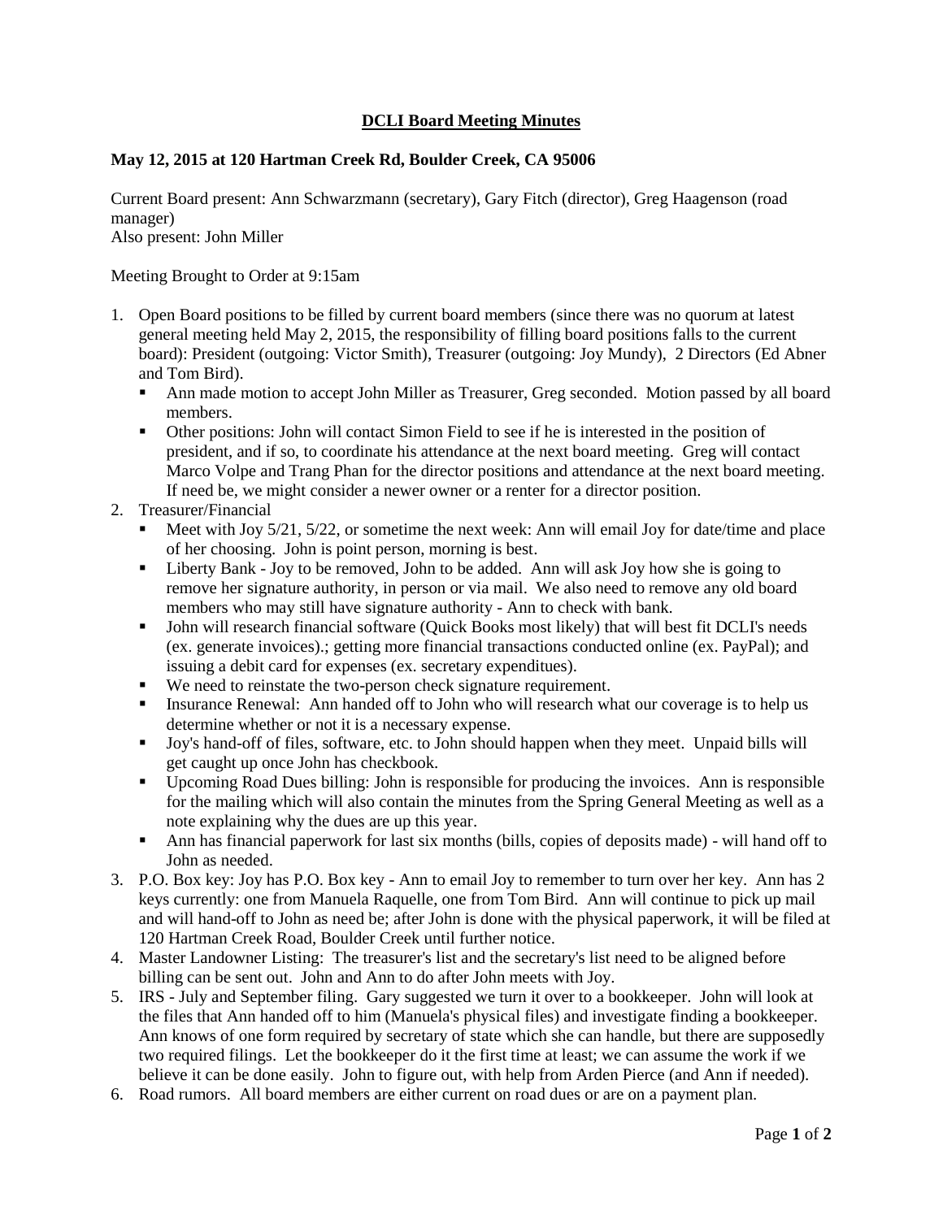# DCLI Board Meeting Minutes

## May 12, 2015 at 120 Hartman Creek Rd, Boulder Creek, CA 95006

Current Board present: Ann Schwarzmann (secretary), Gary Fitch (director), Greg Haagenson (road manager)
Also present: John Miller

Meeting Brought to Order at 9:15am

1. Open Board positions to be filled by current board members (since there was no quorum at latest general meeting held May 2, 2015, the responsibility of filling board positions falls to the current board): President (outgoing: Victor Smith), Treasurer (outgoing: Joy Mundy), 2 Directors (Ed Abner and Tom Bird).
   - Ann made motion to accept John Miller as Treasurer, Greg seconded. Motion passed by all board members.
   - Other positions: John will contact Simon Field to see if he is interested in the position of president, and if so, to coordinate his attendance at the next board meeting. Greg will contact Marco Volpe and Trang Phan for the director positions and attendance at the next board meeting. If need be, we might consider a newer owner or a renter for a director position.
2. Treasurer/Financial
   - Meet with Joy 5/21, 5/22, or sometime the next week: Ann will email Joy for date/time and place of her choosing. John is point person, morning is best.
   - Liberty Bank - Joy to be removed, John to be added. Ann will ask Joy how she is going to remove her signature authority, in person or via mail. We also need to remove any old board members who may still have signature authority - Ann to check with bank.
   - John will research financial software (Quick Books most likely) that will best fit DCLI's needs (ex. generate invoices).; getting more financial transactions conducted online (ex. PayPal); and issuing a debit card for expenses (ex. secretary expenditues).
   - We need to reinstate the two-person check signature requirement.
   - Insurance Renewal: Ann handed off to John who will research what our coverage is to help us determine whether or not it is a necessary expense.
   - Joy's hand-off of files, software, etc. to John should happen when they meet. Unpaid bills will get caught up once John has checkbook.
   - Upcoming Road Dues billing: John is responsible for producing the invoices. Ann is responsible for the mailing which will also contain the minutes from the Spring General Meeting as well as a note explaining why the dues are up this year.
   - Ann has financial paperwork for last six months (bills, copies of deposits made) - will hand off to John as needed.
3. P.O. Box key: Joy has P.O. Box key - Ann to email Joy to remember to turn over her key. Ann has 2 keys currently: one from Manuela Raquelle, one from Tom Bird. Ann will continue to pick up mail and will hand-off to John as need be; after John is done with the physical paperwork, it will be filed at 120 Hartman Creek Road, Boulder Creek until further notice.
4. Master Landowner Listing: The treasurer's list and the secretary's list need to be aligned before billing can be sent out. John and Ann to do after John meets with Joy.
5. IRS - July and September filing. Gary suggested we turn it over to a bookkeeper. John will look at the files that Ann handed off to him (Manuela's physical files) and investigate finding a bookkeeper. Ann knows of one form required by secretary of state which she can handle, but there are supposedly two required filings. Let the bookkeeper do it the first time at least; we can assume the work if we believe it can be done easily. John to figure out, with help from Arden Pierce (and Ann if needed).
6. Road rumors. All board members are either current on road dues or are on a payment plan.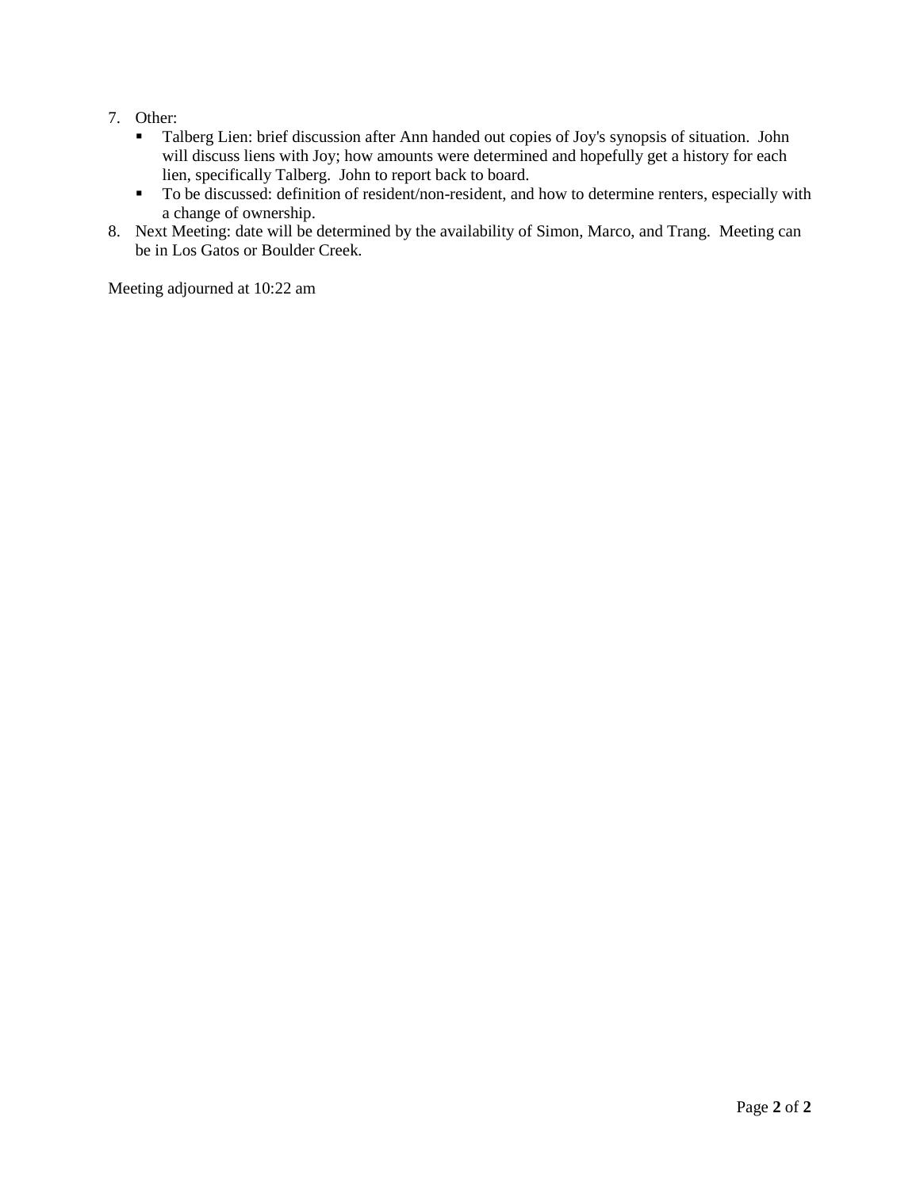7. Other:
   - Talberg Lien: brief discussion after Ann handed out copies of Joy's synopsis of situation. John will discuss liens with Joy; how amounts were determined and hopefully get a history for each lien, specifically Talberg. John to report back to board.
   - To be discussed: definition of resident/non-resident, and how to determine renters, especially with a change of ownership.
8. Next Meeting: date will be determined by the availability of Simon, Marco, and Trang. Meeting can be in Los Gatos or Boulder Creek.

Meeting adjourned at 10:22 am